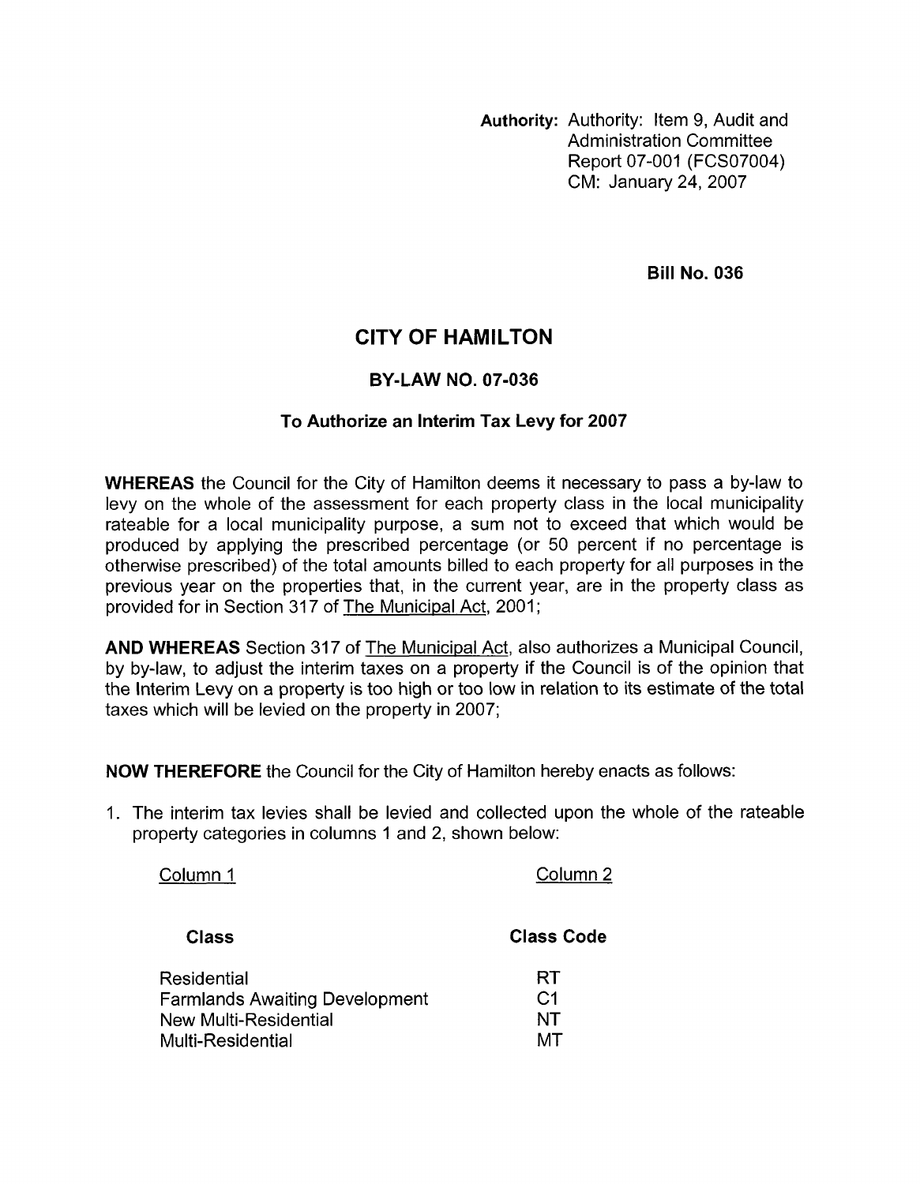**Authority:** Authority: Item 9, Audit and Administration Committee Report 07-001 (FCS07004) CM: January 24, 2007

**Bill No. 036**

# CITY OF HAMILTON

## BY-LAW NO. 07-036

### To Authorize an Interim Tax Levy for 2007

**WHEREAS** the Council for the City of Hamilton deems it necessary to pass a by-law to levy on the whole of the assessment for each property class in the local municipality rateable for a local municipality purpose, a sum not to exceed that which would be produced by applying the prescribed percentage (or 50 percent if no percentage is otherwise prescribed) of the total amounts billed to each property for all purposes in the previous year on the properties that, in the current year, are in the property class as provided for in Section 317 of The Municipal Act, 2001;

**AND WHEREAS** Section 317 of The Municipal Act, also authorizes a Municipal Council, by by-law, to adjust the interim taxes on a property if the Council is of the opinion that the Interim Levy on a property is too high or too low in relation to its estimate of the total taxes which will be levied on the property in 2007;

**NOW THEREFORE** the Council for the City of Hamilton hereby enacts as follows:

1. The interim tax levies shall be levied and collected upon the whole of the rateable property categories in columns 1 and 2, shown below:

| Column 1 | Column 2 |
|---|---|
| **Class** | **Class Code** |
| Residential | RT |
| Farmlands Awaiting Development | C1 |
| New Multi-Residential | NT |
| Multi-Residential | MT |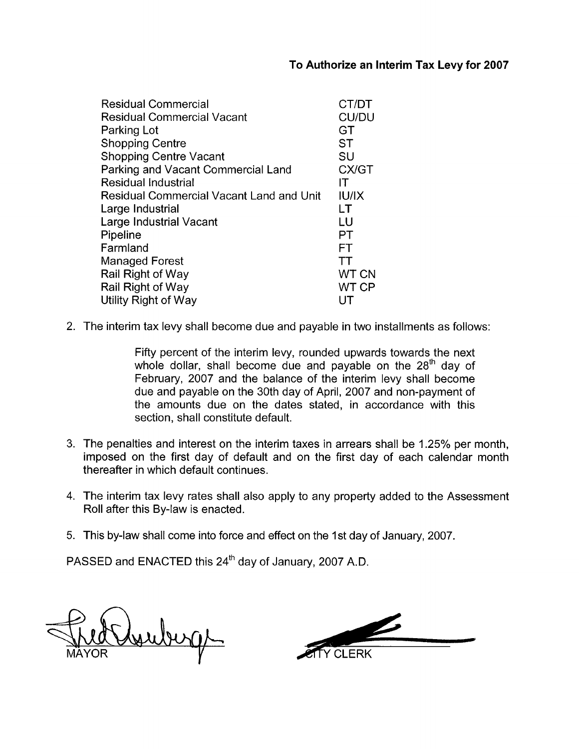**To Authorize an Interim Tax Levy for 2007**

| | |
|---|---|
| Residual Commercial | CT/DT |
| Residual Commercial Vacant | CU/DU |
| Parking Lot | GT |
| Shopping Centre | ST |
| Shopping Centre Vacant | SU |
| Parking and Vacant Commercial Land | CX/GT |
| Residual Industrial | IT |
| Residual Commercial Vacant Land and Unit | IU/IX |
| Large Industrial | LT |
| Large Industrial Vacant | LU |
| Pipeline | PT |
| Farmland | FT |
| Managed Forest | TT |
| Rail Right of Way | WT CN |
| Rail Right of Way | WT CP |
| Utility Right of Way | UT |

2. The interim tax levy shall become due and payable in two installments as follows:

   Fifty percent of the interim levy, rounded upwards towards the next whole dollar, shall become due and payable on the 28th day of February, 2007 and the balance of the interim levy shall become due and payable on the 30th day of April, 2007 and non-payment of the amounts due on the dates stated, in accordance with this section, shall constitute default.

3. The penalties and interest on the interim taxes in arrears shall be 1.25% per month, imposed on the first day of default and on the first day of each calendar month thereafter in which default continues.

4. The interim tax levy rates shall also apply to any property added to the Assessment Roll after this By-law is enacted.

5. This by-law shall come into force and effect on the 1st day of January, 2007.

PASSED and ENACTED this 24th day of January, 2007 A.D.

MAYOR

CITY CLERK